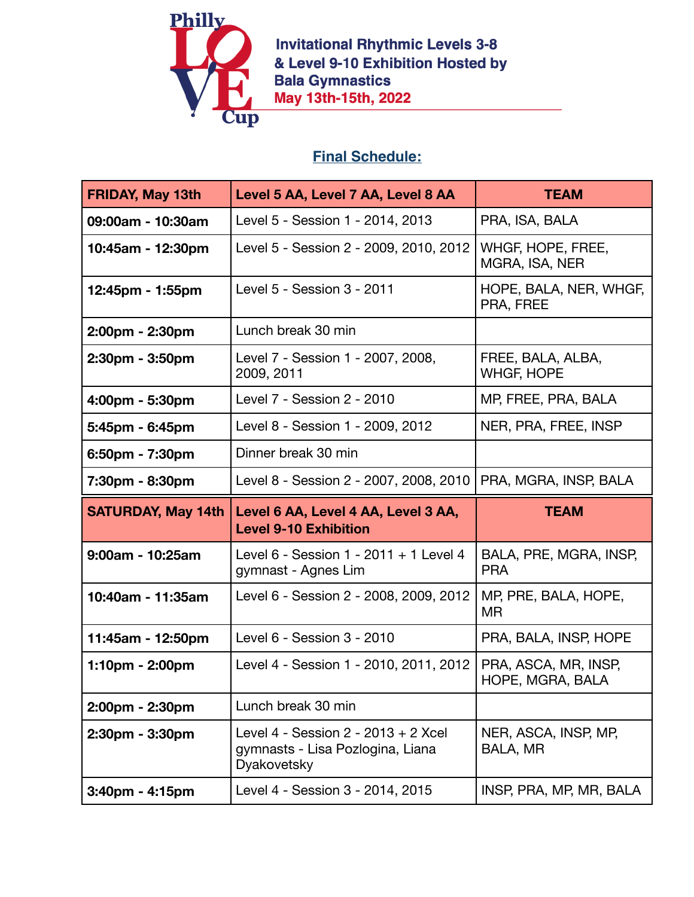Philly LOVE Cup

**Invitational Rhythmic Levels 3-8 & Level 9-10 Exhibition Hosted by Bala Gymnastics**

**May 13th-15th, 2022**

## Final Schedule:

| FRIDAY, May 13th | Level 5 AA, Level 7 AA, Level 8 AA | TEAM |
|---|---|---|
| 09:00am - 10:30am | Level 5 - Session 1 - 2014, 2013 | PRA, ISA, BALA |
| 10:45am - 12:30pm | Level 5 - Session 2 - 2009, 2010, 2012 | WHGF, HOPE, FREE, MGRA, ISA, NER |
| 12:45pm - 1:55pm | Level 5 - Session 3 - 2011 | HOPE, BALA, NER, WHGF, PRA, FREE |
| 2:00pm - 2:30pm | Lunch break 30 min | |
| 2:30pm - 3:50pm | Level 7 - Session 1 - 2007, 2008, 2009, 2011 | FREE, BALA, ALBA, WHGF, HOPE |
| 4:00pm - 5:30pm | Level 7 - Session 2 - 2010 | MP, FREE, PRA, BALA |
| 5:45pm - 6:45pm | Level 8 - Session 1 - 2009, 2012 | NER, PRA, FREE, INSP |
| 6:50pm - 7:30pm | Dinner break 30 min | |
| 7:30pm - 8:30pm | Level 8 - Session 2 - 2007, 2008, 2010 | PRA, MGRA, INSP, BALA |
| **SATURDAY, May 14th** | **Level 6 AA, Level 4 AA, Level 3 AA, Level 9-10 Exhibition** | **TEAM** |
| 9:00am - 10:25am | Level 6 - Session 1 - 2011 + 1 Level 4 gymnast - Agnes Lim | BALA, PRE, MGRA, INSP, PRA |
| 10:40am - 11:35am | Level 6 - Session 2 - 2008, 2009, 2012 | MP, PRE, BALA, HOPE, MR |
| 11:45am - 12:50pm | Level 6 - Session 3 - 2010 | PRA, BALA, INSP, HOPE |
| 1:10pm - 2:00pm | Level 4 - Session 1 - 2010, 2011, 2012 | PRA, ASCA, MR, INSP, HOPE, MGRA, BALA |
| 2:00pm - 2:30pm | Lunch break 30 min | |
| 2:30pm - 3:30pm | Level 4 - Session 2 - 2013 + 2 Xcel gymnasts - Lisa Pozlogina, Liana Dyakovetsky | NER, ASCA, INSP, MP, BALA, MR |
| 3:40pm - 4:15pm | Level 4 - Session 3 - 2014, 2015 | INSP, PRA, MP, MR, BALA |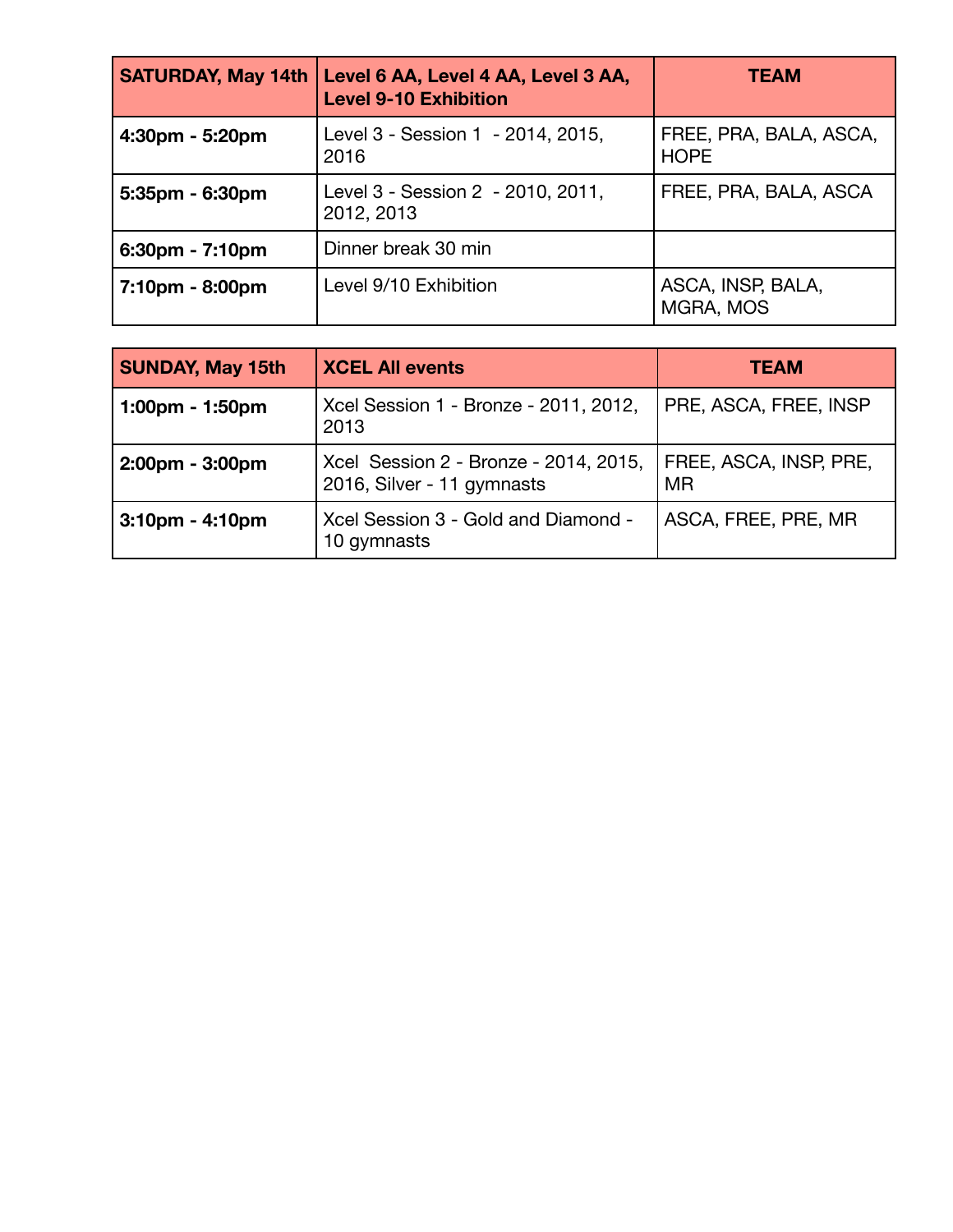| SATURDAY, May 14th | Level 6 AA, Level 4 AA, Level 3 AA, Level 9-10 Exhibition | TEAM |
|---|---|---|
| **4:30pm - 5:20pm** | Level 3 - Session 1 - 2014, 2015, 2016 | FREE, PRA, BALA, ASCA, HOPE |
| **5:35pm - 6:30pm** | Level 3 - Session 2 - 2010, 2011, 2012, 2013 | FREE, PRA, BALA, ASCA |
| **6:30pm - 7:10pm** | Dinner break 30 min | |
| **7:10pm - 8:00pm** | Level 9/10 Exhibition | ASCA, INSP, BALA, MGRA, MOS |

| SUNDAY, May 15th | XCEL All events | TEAM |
|---|---|---|
| **1:00pm - 1:50pm** | Xcel Session 1 - Bronze - 2011, 2012, 2013 | PRE, ASCA, FREE, INSP |
| **2:00pm - 3:00pm** | Xcel Session 2 - Bronze - 2014, 2015, 2016, Silver - 11 gymnasts | FREE, ASCA, INSP, PRE, MR |
| **3:10pm - 4:10pm** | Xcel Session 3 - Gold and Diamond - 10 gymnasts | ASCA, FREE, PRE, MR |